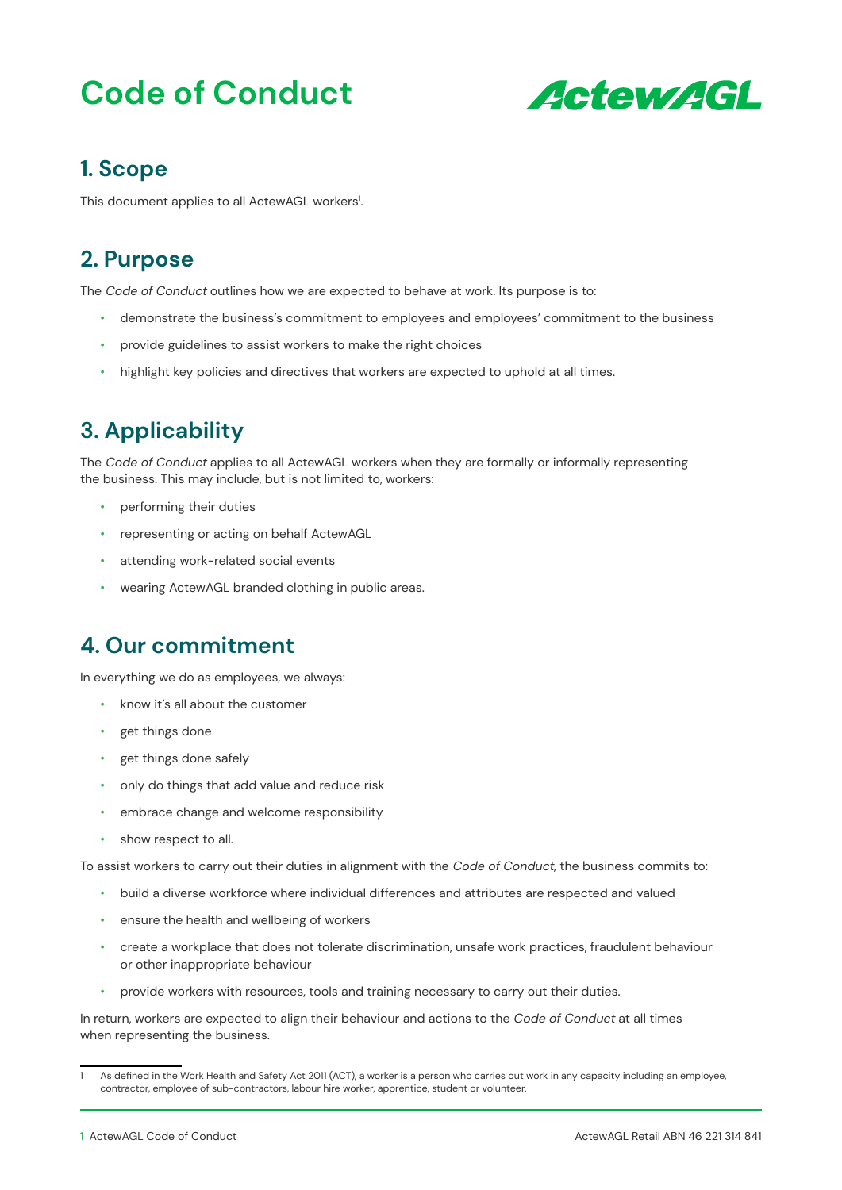# Code of Conduct

ActewAGL

## 1. Scope

This document applies to all ActewAGL workers[1].

## 2. Purpose

The *Code of Conduct* outlines how we are expected to behave at work. Its purpose is to:

- demonstrate the business's commitment to employees and employees' commitment to the business
- provide guidelines to assist workers to make the right choices
- highlight key policies and directives that workers are expected to uphold at all times.

## 3. Applicability

The *Code of Conduct* applies to all ActewAGL workers when they are formally or informally representing the business. This may include, but is not limited to, workers:

- performing their duties
- representing or acting on behalf ActewAGL
- attending work-related social events
- wearing ActewAGL branded clothing in public areas.

## 4. Our commitment

In everything we do as employees, we always:

- know it's all about the customer
- get things done
- get things done safely
- only do things that add value and reduce risk
- embrace change and welcome responsibility
- show respect to all.

To assist workers to carry out their duties in alignment with the *Code of Conduct*, the business commits to:

- build a diverse workforce where individual differences and attributes are respected and valued
- ensure the health and wellbeing of workers
- create a workplace that does not tolerate discrimination, unsafe work practices, fraudulent behaviour or other inappropriate behaviour
- provide workers with resources, tools and training necessary to carry out their duties.

In return, workers are expected to align their behaviour and actions to the *Code of Conduct* at all times when representing the business.

---

1 As defined in the Work Health and Safety Act 2011 (ACT), a worker is a person who carries out work in any capacity including an employee, contractor, employee of sub-contractors, labour hire worker, apprentice, student or volunteer.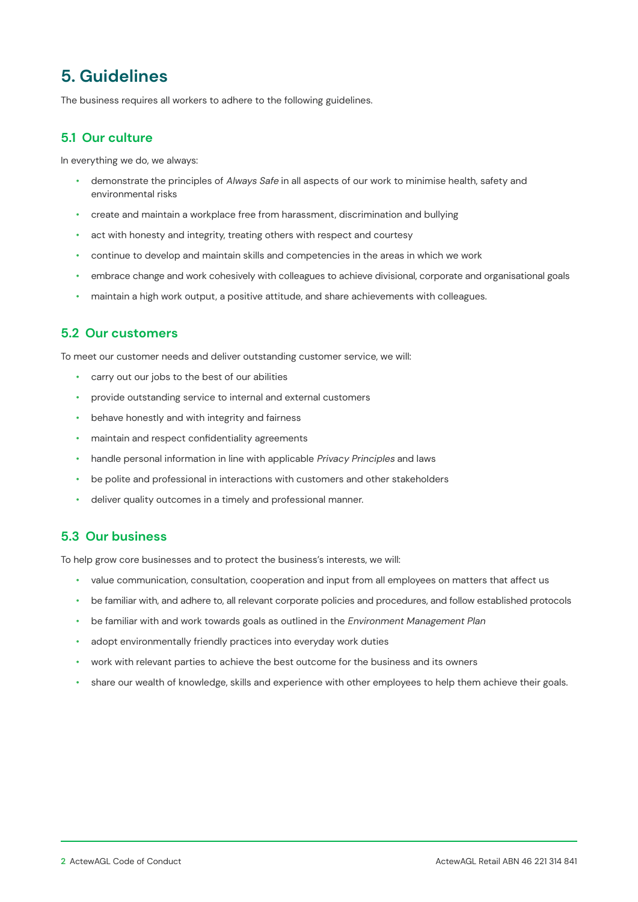# 5. Guidelines

The business requires all workers to adhere to the following guidelines.

## 5.1 Our culture

In everything we do, we always:

- demonstrate the principles of *Always Safe* in all aspects of our work to minimise health, safety and environmental risks
- create and maintain a workplace free from harassment, discrimination and bullying
- act with honesty and integrity, treating others with respect and courtesy
- continue to develop and maintain skills and competencies in the areas in which we work
- embrace change and work cohesively with colleagues to achieve divisional, corporate and organisational goals
- maintain a high work output, a positive attitude, and share achievements with colleagues.

## 5.2 Our customers

To meet our customer needs and deliver outstanding customer service, we will:

- carry out our jobs to the best of our abilities
- provide outstanding service to internal and external customers
- behave honestly and with integrity and fairness
- maintain and respect confidentiality agreements
- handle personal information in line with applicable *Privacy Principles* and laws
- be polite and professional in interactions with customers and other stakeholders
- deliver quality outcomes in a timely and professional manner.

## 5.3 Our business

To help grow core businesses and to protect the business's interests, we will:

- value communication, consultation, cooperation and input from all employees on matters that affect us
- be familiar with, and adhere to, all relevant corporate policies and procedures, and follow established protocols
- be familiar with and work towards goals as outlined in the *Environment Management Plan*
- adopt environmentally friendly practices into everyday work duties
- work with relevant parties to achieve the best outcome for the business and its owners
- share our wealth of knowledge, skills and experience with other employees to help them achieve their goals.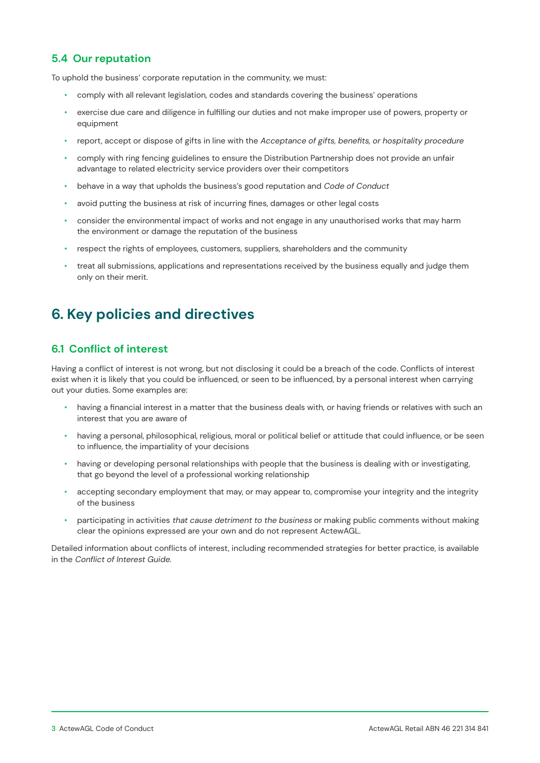### 5.4 Our reputation

To uphold the business' corporate reputation in the community, we must:

- comply with all relevant legislation, codes and standards covering the business' operations
- exercise due care and diligence in fulfilling our duties and not make improper use of powers, property or equipment
- report, accept or dispose of gifts in line with the *Acceptance of gifts, benefits, or hospitality procedure*
- comply with ring fencing guidelines to ensure the Distribution Partnership does not provide an unfair advantage to related electricity service providers over their competitors
- behave in a way that upholds the business's good reputation and *Code of Conduct*
- avoid putting the business at risk of incurring fines, damages or other legal costs
- consider the environmental impact of works and not engage in any unauthorised works that may harm the environment or damage the reputation of the business
- respect the rights of employees, customers, suppliers, shareholders and the community
- treat all submissions, applications and representations received by the business equally and judge them only on their merit.

## 6. Key policies and directives

### 6.1 Conflict of interest

Having a conflict of interest is not wrong, but not disclosing it could be a breach of the code. Conflicts of interest exist when it is likely that you could be influenced, or seen to be influenced, by a personal interest when carrying out your duties. Some examples are:

- having a financial interest in a matter that the business deals with, or having friends or relatives with such an interest that you are aware of
- having a personal, philosophical, religious, moral or political belief or attitude that could influence, or be seen to influence, the impartiality of your decisions
- having or developing personal relationships with people that the business is dealing with or investigating, that go beyond the level of a professional working relationship
- accepting secondary employment that may, or may appear to, compromise your integrity and the integrity of the business
- participating in activities *that cause detriment to the business* or making public comments without making clear the opinions expressed are your own and do not represent ActewAGL.

Detailed information about conflicts of interest, including recommended strategies for better practice, is available in the *Conflict of Interest Guide*.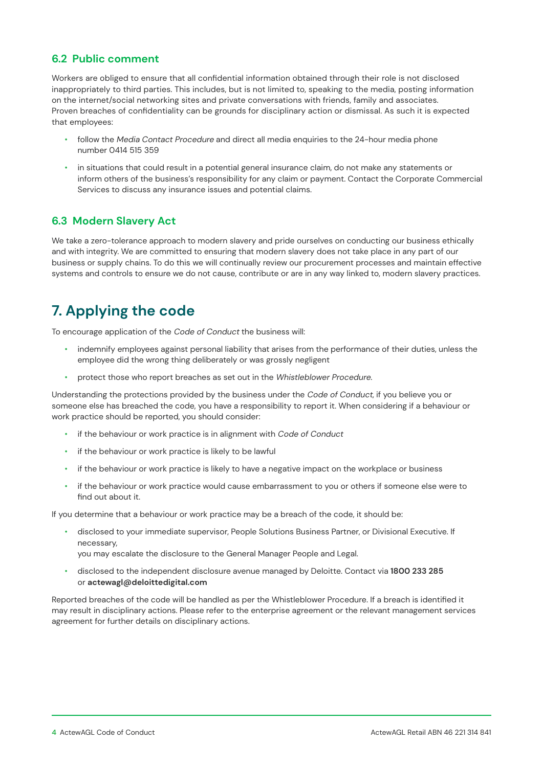### 6.2 Public comment

Workers are obliged to ensure that all confidential information obtained through their role is not disclosed inappropriately to third parties. This includes, but is not limited to, speaking to the media, posting information on the internet/social networking sites and private conversations with friends, family and associates. Proven breaches of confidentiality can be grounds for disciplinary action or dismissal. As such it is expected that employees:

- follow the *Media Contact Procedure* and direct all media enquiries to the 24-hour media phone number 0414 515 359
- in situations that could result in a potential general insurance claim, do not make any statements or inform others of the business's responsibility for any claim or payment. Contact the Corporate Commercial Services to discuss any insurance issues and potential claims.

### 6.3 Modern Slavery Act

We take a zero-tolerance approach to modern slavery and pride ourselves on conducting our business ethically and with integrity. We are committed to ensuring that modern slavery does not take place in any part of our business or supply chains. To do this we will continually review our procurement processes and maintain effective systems and controls to ensure we do not cause, contribute or are in any way linked to, modern slavery practices.

## 7. Applying the code

To encourage application of the *Code of Conduct* the business will:

- indemnify employees against personal liability that arises from the performance of their duties, unless the employee did the wrong thing deliberately or was grossly negligent
- protect those who report breaches as set out in the *Whistleblower Procedure*.

Understanding the protections provided by the business under the *Code of Conduct*, if you believe you or someone else has breached the code, you have a responsibility to report it. When considering if a behaviour or work practice should be reported, you should consider:

- if the behaviour or work practice is in alignment with *Code of Conduct*
- if the behaviour or work practice is likely to be lawful
- if the behaviour or work practice is likely to have a negative impact on the workplace or business
- if the behaviour or work practice would cause embarrassment to you or others if someone else were to find out about it.

If you determine that a behaviour or work practice may be a breach of the code, it should be:

- disclosed to your immediate supervisor, People Solutions Business Partner, or Divisional Executive. If necessary,
  you may escalate the disclosure to the General Manager People and Legal.
- disclosed to the independent disclosure avenue managed by Deloitte. Contact via **1800 233 285** or **actewagl@deloittedigital.com**

Reported breaches of the code will be handled as per the Whistleblower Procedure. If a breach is identified it may result in disciplinary actions. Please refer to the enterprise agreement or the relevant management services agreement for further details on disciplinary actions.